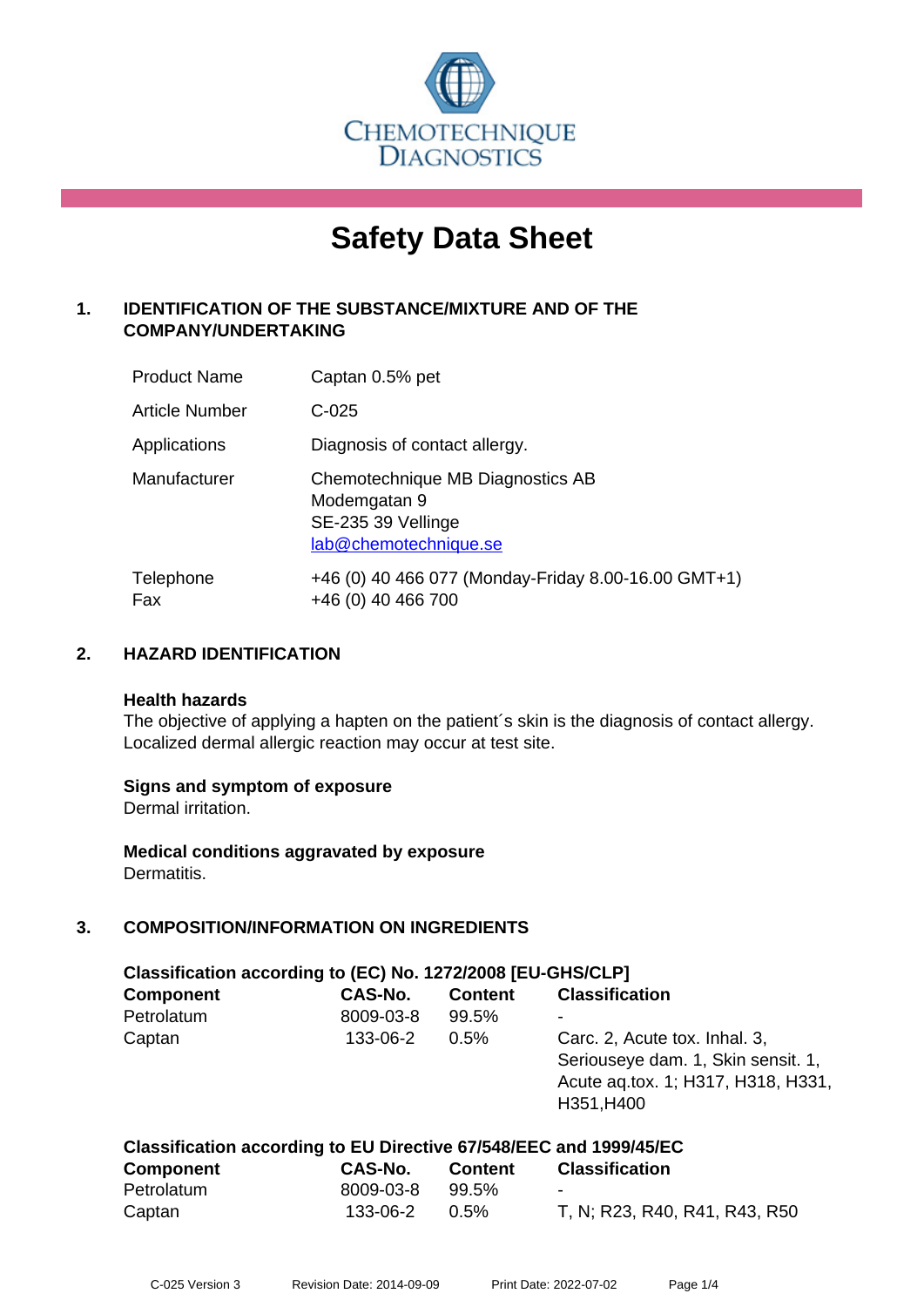CHEMOTECHNIQUE DIAGNOSTICS

# Safety Data Sheet

## 1. IDENTIFICATION OF THE SUBSTANCE/MIXTURE AND OF THE COMPANY/UNDERTAKING

| | |
|---|---|
| Product Name | Captan 0.5% pet |
| Article Number | C-025 |
| Applications | Diagnosis of contact allergy. |
| Manufacturer | Chemotechnique MB Diagnostics AB<br>Modemgatan 9<br>SE-235 39 Vellinge<br>lab@chemotechnique.se |
| Telephone<br>Fax | +46 (0) 40 466 077 (Monday-Friday 8.00-16.00 GMT+1)<br>+46 (0) 40 466 700 |

## 2. HAZARD IDENTIFICATION

**Health hazards**

The objective of applying a hapten on the patient´s skin is the diagnosis of contact allergy. Localized dermal allergic reaction may occur at test site.

**Signs and symptom of exposure**

Dermal irritation.

**Medical conditions aggravated by exposure**

Dermatitis.

## 3. COMPOSITION/INFORMATION ON INGREDIENTS

**Classification according to (EC) No. 1272/2008 [EU-GHS/CLP]**

| Component | CAS-No. | Content | Classification |
|---|---|---|---|
| Petrolatum | 8009-03-8 | 99.5% | - |
| Captan | 133-06-2 | 0.5% | Carc. 2, Acute tox. Inhal. 3, Seriouseye dam. 1, Skin sensit. 1, Acute aq.tox. 1; H317, H318, H331, H351,H400 |

**Classification according to EU Directive 67/548/EEC and 1999/45/EC**

| Component | CAS-No. | Content | Classification |
|---|---|---|---|
| Petrolatum | 8009-03-8 | 99.5% | - |
| Captan | 133-06-2 | 0.5% | T, N; R23, R40, R41, R43, R50 |

C-025 Version 3 Revision Date: 2014-09-09 Print Date: 2022-07-02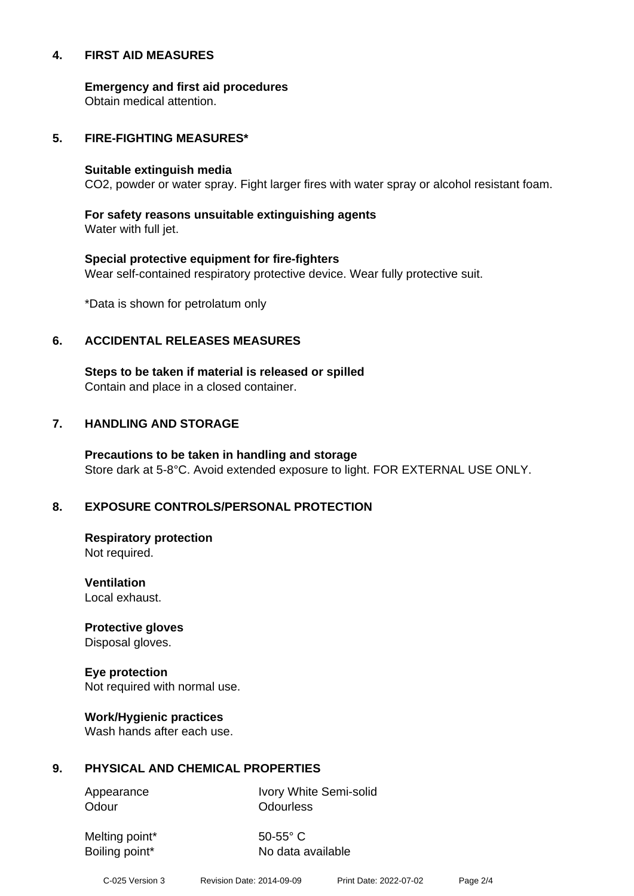## 4. FIRST AID MEASURES

**Emergency and first aid procedures**
Obtain medical attention.

## 5. FIRE-FIGHTING MEASURES*

**Suitable extinguish media**
$CO_2$, powder or water spray. Fight larger fires with water spray or alcohol resistant foam.

**For safety reasons unsuitable extinguishing agents**
Water with full jet.

**Special protective equipment for fire-fighters**
Wear self-contained respiratory protective device. Wear fully protective suit.

*Data is shown for petrolatum only

## 6. ACCIDENTAL RELEASES MEASURES

**Steps to be taken if material is released or spilled**
Contain and place in a closed container.

## 7. HANDLING AND STORAGE

**Precautions to be taken in handling and storage**
Store dark at 5-8°C. Avoid extended exposure to light. FOR EXTERNAL USE ONLY.

## 8. EXPOSURE CONTROLS/PERSONAL PROTECTION

**Respiratory protection**
Not required.

**Ventilation**
Local exhaust.

**Protective gloves**
Disposal gloves.

**Eye protection**
Not required with normal use.

**Work/Hygienic practices**
Wash hands after each use.

## 9. PHYSICAL AND CHEMICAL PROPERTIES

| | |
|---|---|
| Appearance | Ivory White Semi-solid |
| Odour | Odourless |
| Melting point* | 50-55° C |
| Boiling point* | No data available |

C-025 Version 3 Revision Date: 2014-09-09 Print Date: 2022-07-02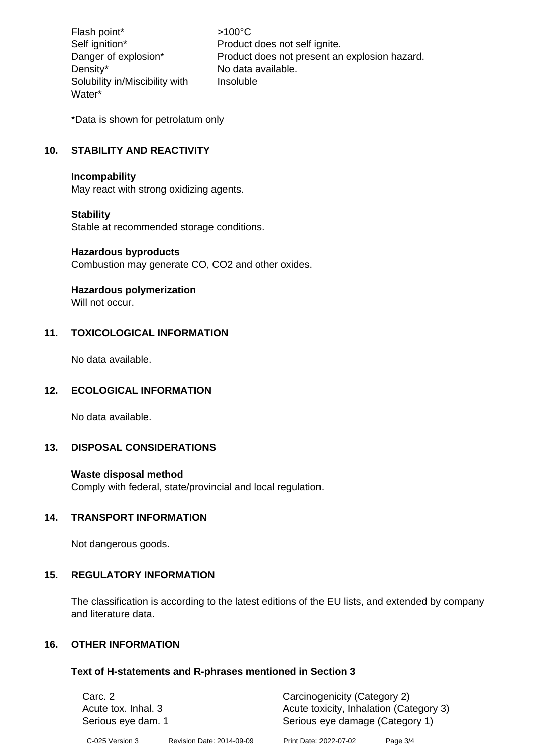| | |
|---|---|
| Flash point* | >100°C |
| Self ignition* | Product does not self ignite. |
| Danger of explosion* | Product does not present an explosion hazard. |
| Density* | No data available. |
| Solubility in/Miscibility with Water* | Insoluble |

*Data is shown for petrolatum only

## 10. STABILITY AND REACTIVITY

**Incompability**
May react with strong oxidizing agents.

**Stability**
Stable at recommended storage conditions.

**Hazardous byproducts**
Combustion may generate CO, $CO_2$ and other oxides.

**Hazardous polymerization**
Will not occur.

## 11. TOXICOLOGICAL INFORMATION

No data available.

## 12. ECOLOGICAL INFORMATION

No data available.

## 13. DISPOSAL CONSIDERATIONS

**Waste disposal method**
Comply with federal, state/provincial and local regulation.

## 14. TRANSPORT INFORMATION

Not dangerous goods.

## 15. REGULATORY INFORMATION

The classification is according to the latest editions of the EU lists, and extended by company and literature data.

## 16. OTHER INFORMATION

### Text of H-statements and R-phrases mentioned in Section 3

| | |
|---|---|
| Carc. 2 | Carcinogenicity (Category 2) |
| Acute tox. Inhal. 3 | Acute toxicity, Inhalation (Category 3) |
| Serious eye dam. 1 | Serious eye damage (Category 1) |

C-025 Version 3    Revision Date: 2014-09-09    Print Date: 2022-07-02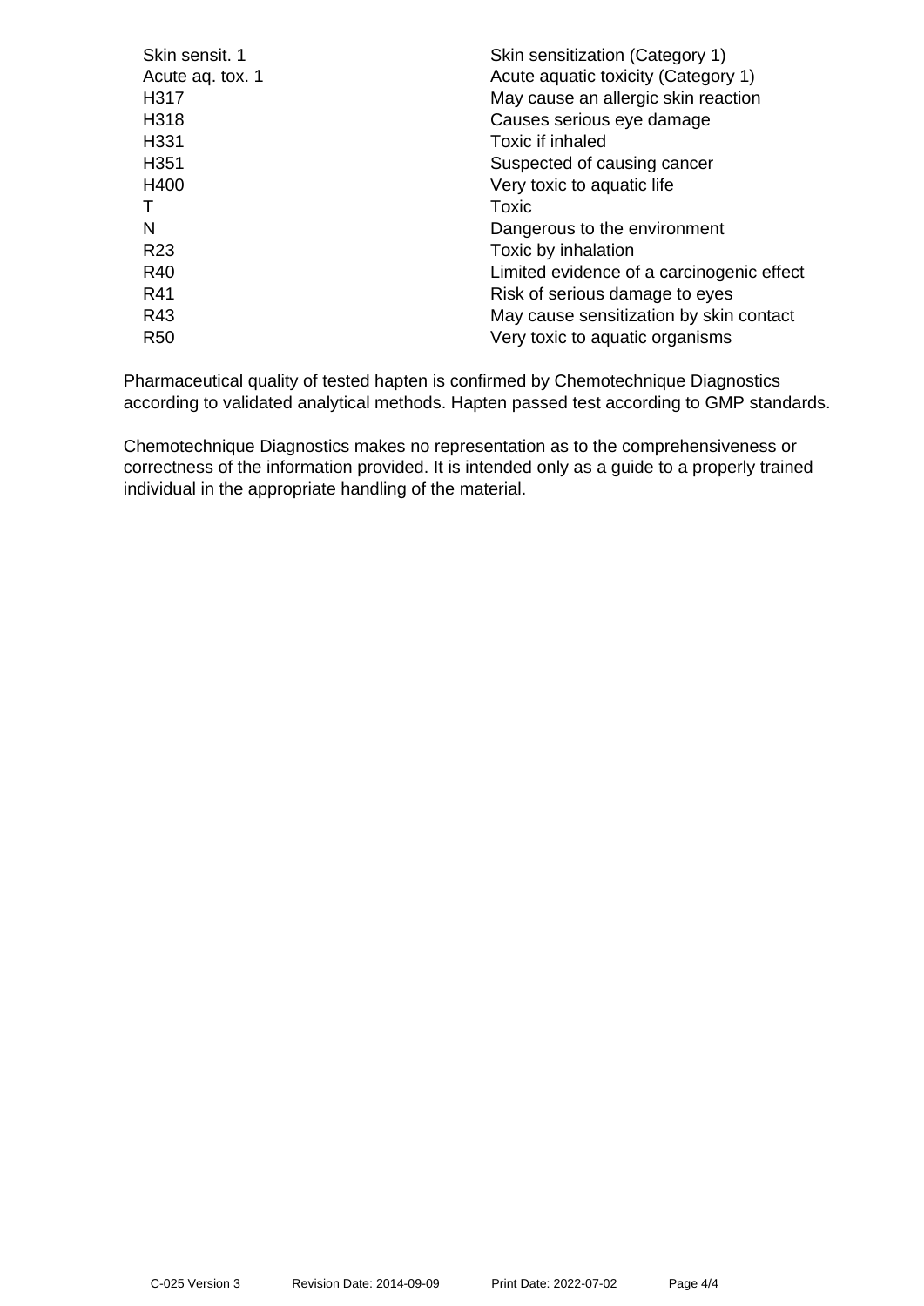| | |
|---|---|
| Skin sensit. 1 | Skin sensitization (Category 1) |
| Acute aq. tox. 1 | Acute aquatic toxicity (Category 1) |
| H317 | May cause an allergic skin reaction |
| H318 | Causes serious eye damage |
| H331 | Toxic if inhaled |
| H351 | Suspected of causing cancer |
| H400 | Very toxic to aquatic life |
| T | Toxic |
| N | Dangerous to the environment |
| R23 | Toxic by inhalation |
| R40 | Limited evidence of a carcinogenic effect |
| R41 | Risk of serious damage to eyes |
| R43 | May cause sensitization by skin contact |
| R50 | Very toxic to aquatic organisms |

Pharmaceutical quality of tested hapten is confirmed by Chemotechnique Diagnostics according to validated analytical methods. Hapten passed test according to GMP standards.

Chemotechnique Diagnostics makes no representation as to the comprehensiveness or correctness of the information provided. It is intended only as a guide to a properly trained individual in the appropriate handling of the material.

C-025 Version 3 Revision Date: 2014-09-09 Print Date: 2022-07-02